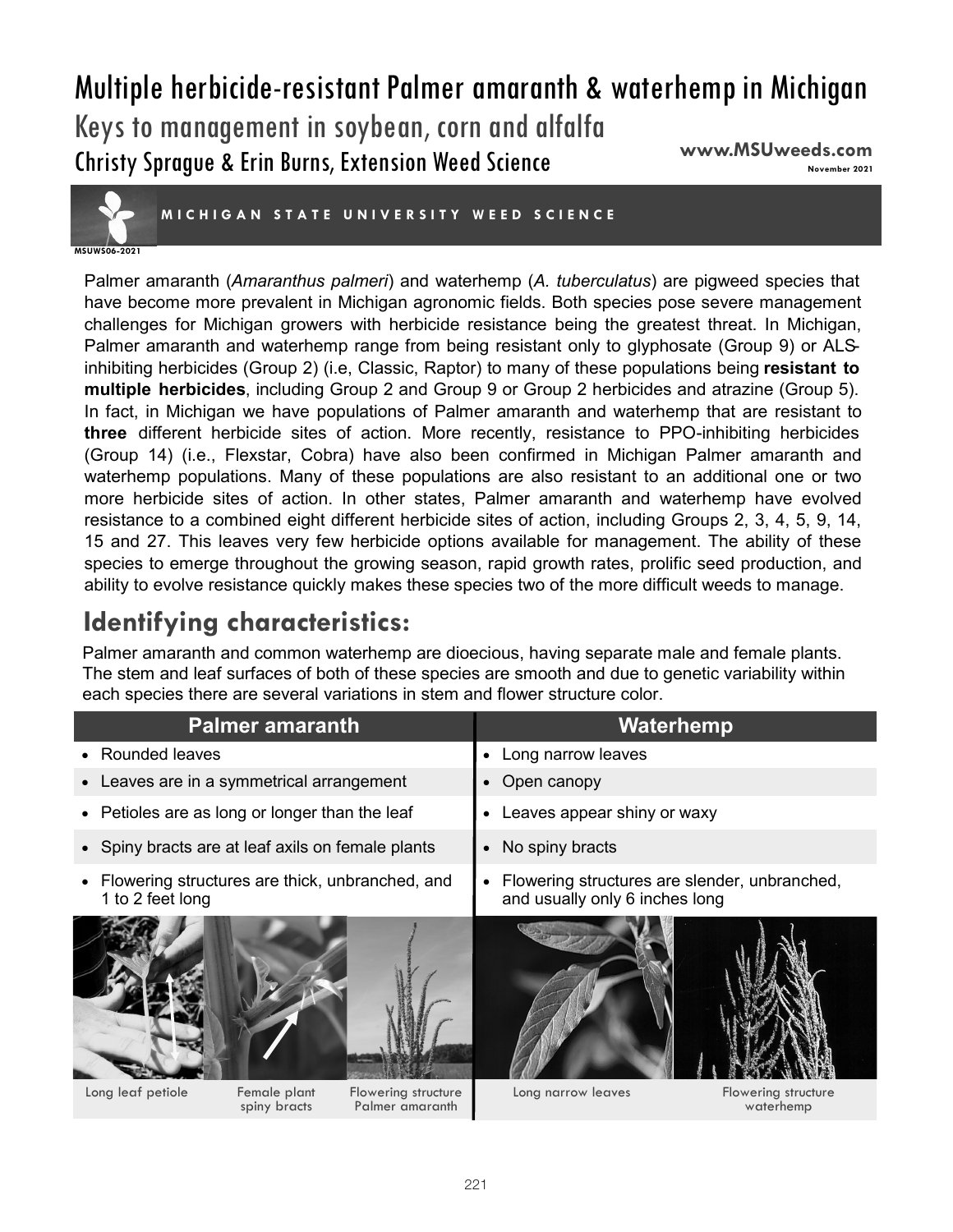# Multiple herbicide-resistant Palmer amaranth & waterhemp in Michigan

## Keys to management in soybean, corn and alfalfa

Christy Sprague & Erin Burns, Extension Weed Science

**www.MSUweeds.com**
**November 2021**

MICHIGAN STATE UNIVERSITY WEED SCIENCE

MSUWS06-2021

Palmer amaranth (*Amaranthus palmeri*) and waterhemp (*A. tuberculatus*) are pigweed species that have become more prevalent in Michigan agronomic fields. Both species pose severe management challenges for Michigan growers with herbicide resistance being the greatest threat. In Michigan, Palmer amaranth and waterhemp range from being resistant only to glyphosate (Group 9) or ALS-inhibiting herbicides (Group 2) (i.e, Classic, Raptor) to many of these populations being **resistant to multiple herbicides**, including Group 2 and Group 9 or Group 2 herbicides and atrazine (Group 5). In fact, in Michigan we have populations of Palmer amaranth and waterhemp that are resistant to **three** different herbicide sites of action. More recently, resistance to PPO-inhibiting herbicides (Group 14) (i.e., Flexstar, Cobra) have also been confirmed in Michigan Palmer amaranth and waterhemp populations. Many of these populations are also resistant to an additional one or two more herbicide sites of action. In other states, Palmer amaranth and waterhemp have evolved resistance to a combined eight different herbicide sites of action, including Groups 2, 3, 4, 5, 9, 14, 15 and 27. This leaves very few herbicide options available for management. The ability of these species to emerge throughout the growing season, rapid growth rates, prolific seed production, and ability to evolve resistance quickly makes these species two of the more difficult weeds to manage.

## Identifying characteristics:

Palmer amaranth and common waterhemp are dioecious, having separate male and female plants. The stem and leaf surfaces of both of these species are smooth and due to genetic variability within each species there are several variations in stem and flower structure color.

| Palmer amaranth | Waterhemp |
|---|---|
| • Rounded leaves | • Long narrow leaves |
| • Leaves are in a symmetrical arrangement | • Open canopy |
| • Petioles are as long or longer than the leaf | • Leaves appear shiny or waxy |
| • Spiny bracts are at leaf axils on female plants | • No spiny bracts |
| • Flowering structures are thick, unbranched, and 1 to 2 feet long | • Flowering structures are slender, unbranched, and usually only 6 inches long |

Long leaf petiole | Female plant spiny bracts | Flowering structure Palmer amaranth | Long narrow leaves | Flowering structure waterhemp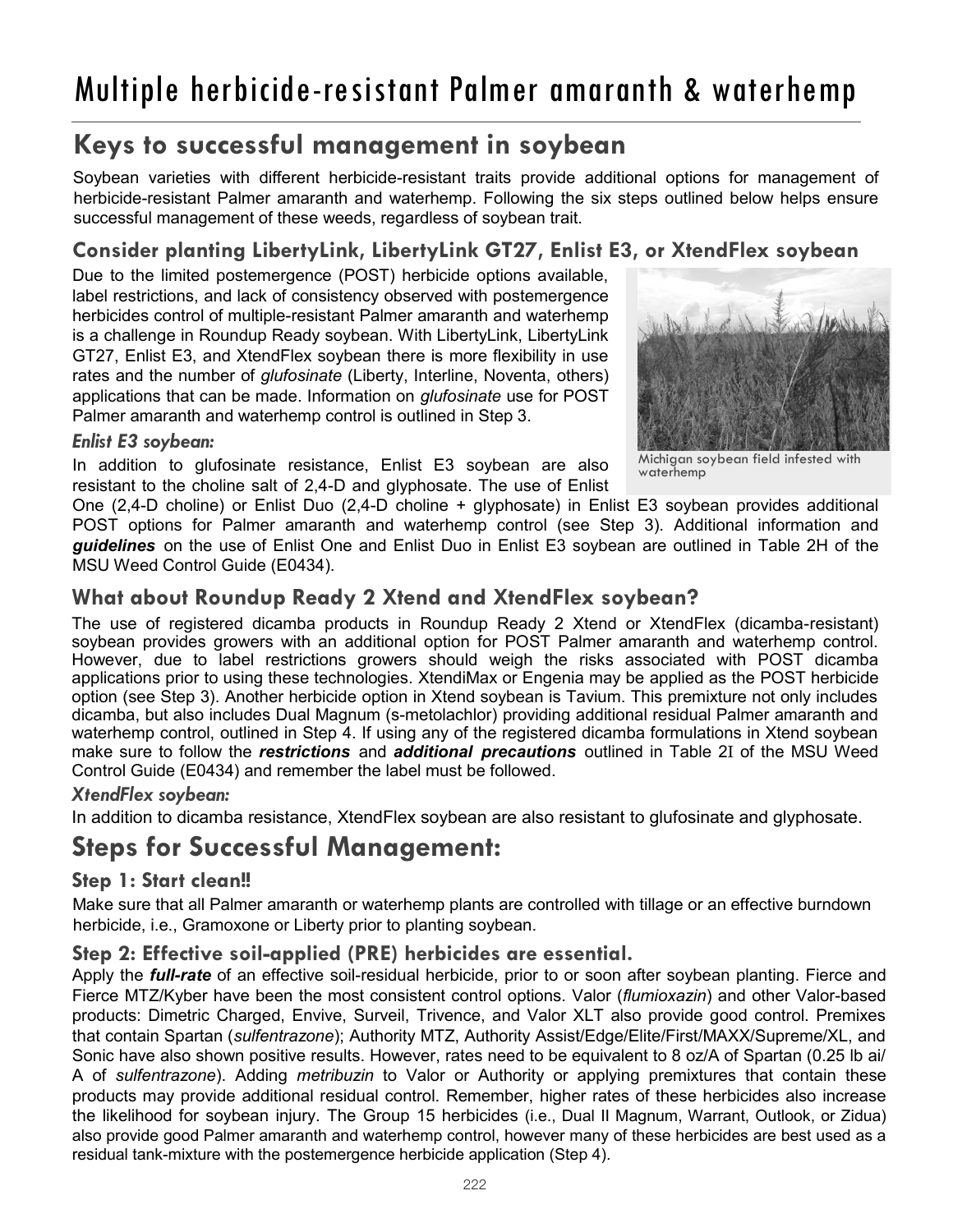# Multiple herbicide-resistant Palmer amaranth & waterhemp

## Keys to successful management in soybean

Soybean varieties with different herbicide-resistant traits provide additional options for management of herbicide-resistant Palmer amaranth and waterhemp. Following the six steps outlined below helps ensure successful management of these weeds, regardless of soybean trait.

### Consider planting LibertyLink, LibertyLink GT27, Enlist E3, or XtendFlex soybean

Due to the limited postemergence (POST) herbicide options available, label restrictions, and lack of consistency observed with postemergence herbicides control of multiple-resistant Palmer amaranth and waterhemp is a challenge in Roundup Ready soybean. With LibertyLink, LibertyLink GT27, Enlist E3, and XtendFlex soybean there is more flexibility in use rates and the number of *glufosinate* (Liberty, Interline, Noventa, others) applications that can be made. Information on *glufosinate* use for POST Palmer amaranth and waterhemp control is outlined in Step 3.

Michigan soybean field infested with waterhemp

#### *Enlist E3 soybean:*

In addition to glufosinate resistance, Enlist E3 soybean are also resistant to the choline salt of 2,4-D and glyphosate. The use of Enlist One (2,4-D choline) or Enlist Duo (2,4-D choline + glyphosate) in Enlist E3 soybean provides additional POST options for Palmer amaranth and waterhemp control (see Step 3). Additional information and ***guidelines*** on the use of Enlist One and Enlist Duo in Enlist E3 soybean are outlined in Table 2H of the MSU Weed Control Guide (E0434).

### What about Roundup Ready 2 Xtend and XtendFlex soybean?

The use of registered dicamba products in Roundup Ready 2 Xtend or XtendFlex (dicamba-resistant) soybean provides growers with an additional option for POST Palmer amaranth and waterhemp control. However, due to label restrictions growers should weigh the risks associated with POST dicamba applications prior to using these technologies. XtendiMax or Engenia may be applied as the POST herbicide option (see Step 3). Another herbicide option in Xtend soybean is Tavium. This premixture not only includes dicamba, but also includes Dual Magnum (s-metolachlor) providing additional residual Palmer amaranth and waterhemp control, outlined in Step 4. If using any of the registered dicamba formulations in Xtend soybean make sure to follow the ***restrictions*** and ***additional precautions*** outlined in Table 2I of the MSU Weed Control Guide (E0434) and remember the label must be followed.

#### *XtendFlex soybean:*

In addition to dicamba resistance, XtendFlex soybean are also resistant to glufosinate and glyphosate.

## Steps for Successful Management:

### Step 1: Start clean!!

Make sure that all Palmer amaranth or waterhemp plants are controlled with tillage or an effective burndown herbicide, i.e., Gramoxone or Liberty prior to planting soybean.

### Step 2: Effective soil-applied (PRE) herbicides are essential.

Apply the ***full-rate*** of an effective soil-residual herbicide, prior to or soon after soybean planting. Fierce and Fierce MTZ/Kyber have been the most consistent control options. Valor (*flumioxazin*) and other Valor-based products: Dimetric Charged, Envive, Surveil, Trivence, and Valor XLT also provide good control. Premixes that contain Spartan (*sulfentrazone*); Authority MTZ, Authority Assist/Edge/Elite/First/MAXX/Supreme/XL, and Sonic have also shown positive results. However, rates need to be equivalent to 8 oz/A of Spartan (0.25 lb ai/A of *sulfentrazone*). Adding *metribuzin* to Valor or Authority or applying premixtures that contain these products may provide additional residual control. Remember, higher rates of these herbicides also increase the likelihood for soybean injury. The Group 15 herbicides (i.e., Dual II Magnum, Warrant, Outlook, or Zidua) also provide good Palmer amaranth and waterhemp control, however many of these herbicides are best used as a residual tank-mixture with the postemergence herbicide application (Step 4).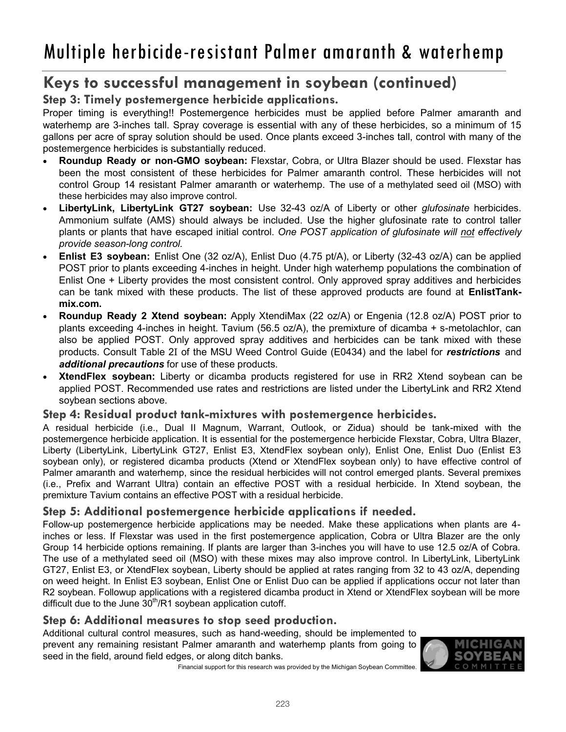# Multiple herbicide-resistant Palmer amaranth & waterhemp

## Keys to successful management in soybean (continued)

### Step 3: Timely postemergence herbicide applications.

Proper timing is everything!! Postemergence herbicides must be applied before Palmer amaranth and waterhemp are 3-inches tall. Spray coverage is essential with any of these herbicides, so a minimum of 15 gallons per acre of spray solution should be used. Once plants exceed 3-inches tall, control with many of the postemergence herbicides is substantially reduced.

- **Roundup Ready or non-GMO soybean:** Flexstar, Cobra, or Ultra Blazer should be used. Flexstar has been the most consistent of these herbicides for Palmer amaranth control. These herbicides will not control Group 14 resistant Palmer amaranth or waterhemp. The use of a methylated seed oil (MSO) with these herbicides may also improve control.
- **LibertyLink, LibertyLink GT27 soybean:** Use 32-43 oz/A of Liberty or other *glufosinate* herbicides. Ammonium sulfate (AMS) should always be included. Use the higher glufosinate rate to control taller plants or plants that have escaped initial control. *One POST application of glufosinate will not effectively provide season-long control.*
- **Enlist E3 soybean:** Enlist One (32 oz/A), Enlist Duo (4.75 pt/A), or Liberty (32-43 oz/A) can be applied POST prior to plants exceeding 4-inches in height. Under high waterhemp populations the combination of Enlist One + Liberty provides the most consistent control. Only approved spray additives and herbicides can be tank mixed with these products. The list of these approved products are found at **EnlistTank-mix.com.**
- **Roundup Ready 2 Xtend soybean:** Apply XtendiMax (22 oz/A) or Engenia (12.8 oz/A) POST prior to plants exceeding 4-inches in height. Tavium (56.5 oz/A), the premixture of dicamba + s-metolachlor, can also be applied POST. Only approved spray additives and herbicides can be tank mixed with these products. Consult Table 2I of the MSU Weed Control Guide (E0434) and the label for ***restrictions*** and ***additional precautions*** for use of these products.
- **XtendFlex soybean:** Liberty or dicamba products registered for use in RR2 Xtend soybean can be applied POST. Recommended use rates and restrictions are listed under the LibertyLink and RR2 Xtend soybean sections above.

### Step 4: Residual product tank-mixtures with postemergence herbicides.

A residual herbicide (i.e., Dual II Magnum, Warrant, Outlook, or Zidua) should be tank-mixed with the postemergence herbicide application. It is essential for the postemergence herbicide Flexstar, Cobra, Ultra Blazer, Liberty (LibertyLink, LibertyLink GT27, Enlist E3, XtendFlex soybean only), Enlist One, Enlist Duo (Enlist E3 soybean only), or registered dicamba products (Xtend or XtendFlex soybean only) to have effective control of Palmer amaranth and waterhemp, since the residual herbicides will not control emerged plants. Several premixes (i.e., Prefix and Warrant Ultra) contain an effective POST with a residual herbicide. In Xtend soybean, the premixture Tavium contains an effective POST with a residual herbicide.

### Step 5: Additional postemergence herbicide applications if needed.

Follow-up postemergence herbicide applications may be needed. Make these applications when plants are 4-inches or less. If Flexstar was used in the first postemergence application, Cobra or Ultra Blazer are the only Group 14 herbicide options remaining. If plants are larger than 3-inches you will have to use 12.5 oz/A of Cobra. The use of a methylated seed oil (MSO) with these mixes may also improve control. In LibertyLink, LibertyLink GT27, Enlist E3, or XtendFlex soybean, Liberty should be applied at rates ranging from 32 to 43 oz/A, depending on weed height. In Enlist E3 soybean, Enlist One or Enlist Duo can be applied if applications occur not later than R2 soybean. Followup applications with a registered dicamba product in Xtend or XtendFlex soybean will be more difficult due to the June 30th/R1 soybean application cutoff.

### Step 6: Additional measures to stop seed production.

Additional cultural control measures, such as hand-weeding, should be implemented to prevent any remaining resistant Palmer amaranth and waterhemp plants from going to seed in the field, around field edges, or along ditch banks.

Financial support for this research was provided by the Michigan Soybean Committee.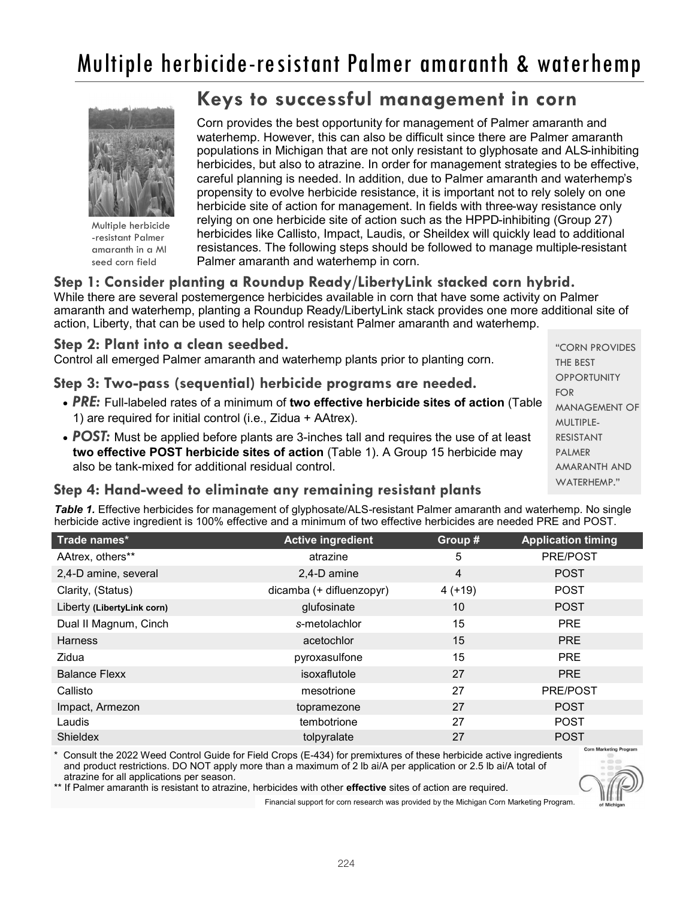# Multiple herbicide-resistant Palmer amaranth & waterhemp

## Keys to successful management in corn

Multiple herbicide -resistant Palmer amaranth in a MI seed corn field

Corn provides the best opportunity for management of Palmer amaranth and waterhemp. However, this can also be difficult since there are Palmer amaranth populations in Michigan that are not only resistant to glyphosate and ALS-inhibiting herbicides, but also to atrazine. In order for management strategies to be effective, careful planning is needed. In addition, due to Palmer amaranth and waterhemp's propensity to evolve herbicide resistance, it is important not to rely solely on one herbicide site of action for management. In fields with three-way resistance only relying on one herbicide site of action such as the HPPD-inhibiting (Group 27) herbicides like Callisto, Impact, Laudis, or Sheildex will quickly lead to additional resistances. The following steps should be followed to manage multiple-resistant Palmer amaranth and waterhemp in corn.

### Step 1: Consider planting a Roundup Ready/LibertyLink stacked corn hybrid.

While there are several postemergence herbicides available in corn that have some activity on Palmer amaranth and waterhemp, planting a Roundup Ready/LibertyLink stack provides one more additional site of action, Liberty, that can be used to help control resistant Palmer amaranth and waterhemp.

### Step 2: Plant into a clean seedbed.

Control all emerged Palmer amaranth and waterhemp plants prior to planting corn.

### Step 3: Two-pass (sequential) herbicide programs are needed.

- ***PRE:*** Full-labeled rates of a minimum of **two effective herbicide sites of action** (Table 1) are required for initial control (i.e., Zidua + AAtrex).
- ***POST:*** Must be applied before plants are 3-inches tall and requires the use of at least **two effective POST herbicide sites of action** (Table 1). A Group 15 herbicide may also be tank-mixed for additional residual control.

### Step 4: Hand-weed to eliminate any remaining resistant plants

"CORN PROVIDES THE BEST OPPORTUNITY FOR MANAGEMENT OF MULTIPLE-RESISTANT PALMER AMARANTH AND WATERHEMP."

***Table 1.*** Effective herbicides for management of glyphosate/ALS-resistant Palmer amaranth and waterhemp. No single herbicide active ingredient is 100% effective and a minimum of two effective herbicides are needed PRE and POST.

| Trade names* | Active ingredient | Group # | Application timing |
|---|---|---|---|
| AAtrex, others** | atrazine | 5 | PRE/POST |
| 2,4-D amine, several | 2,4-D amine | 4 | POST |
| Clarity, (Status) | dicamba (+ difluenzopyr) | 4 (+19) | POST |
| Liberty (LibertyLink corn) | glufosinate | 10 | POST |
| Dual II Magnum, Cinch | *s*-metolachlor | 15 | PRE |
| Harness | acetochlor | 15 | PRE |
| Zidua | pyroxasulfone | 15 | PRE |
| Balance Flexx | isoxaflutole | 27 | PRE |
| Callisto | mesotrione | 27 | PRE/POST |
| Impact, Armezon | topramezone | 27 | POST |
| Laudis | tembotrione | 27 | POST |
| Shieldex | tolpyralate | 27 | POST |

\* Consult the 2022 Weed Control Guide for Field Crops (E-434) for premixtures of these herbicide active ingredients and product restrictions. DO NOT apply more than a maximum of 2 lb ai/A per application or 2.5 lb ai/A total of atrazine for all applications per season.

** If Palmer amaranth is resistant to atrazine, herbicides with other **effective** sites of action are required.

Financial support for corn research was provided by the Michigan Corn Marketing Program.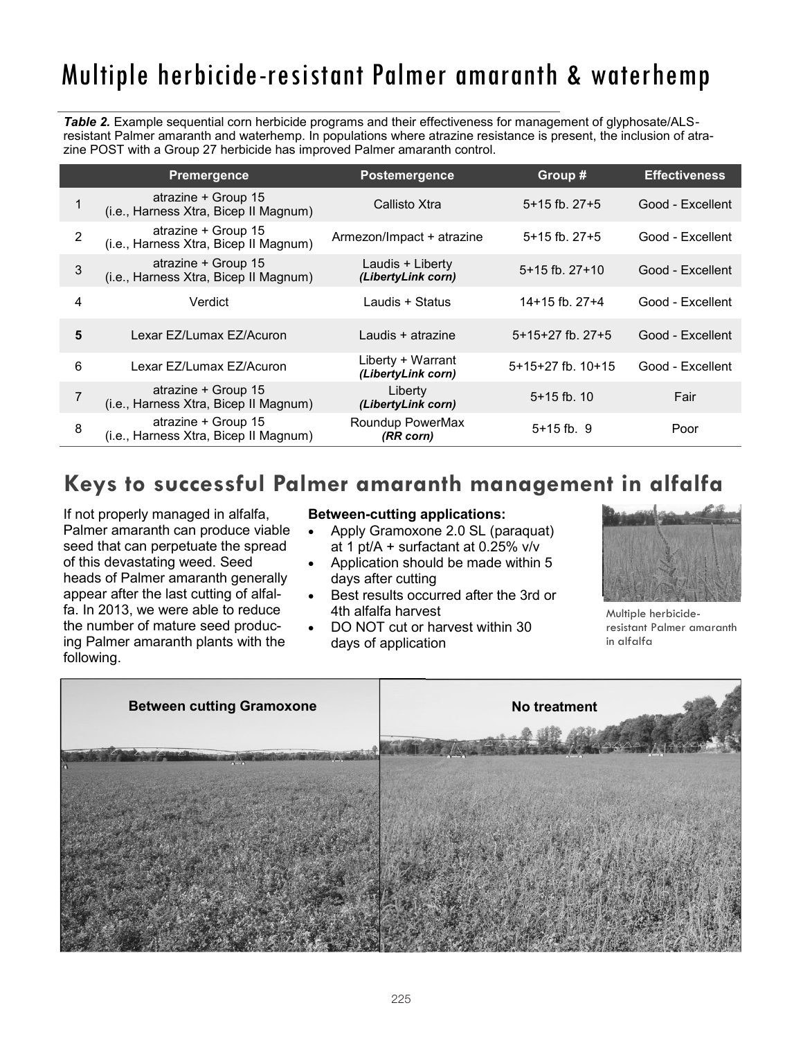# Multiple herbicide-resistant Palmer amaranth & waterhemp

***Table 2.*** Example sequential corn herbicide programs and their effectiveness for management of glyphosate/ALS-resistant Palmer amaranth and waterhemp. In populations where atrazine resistance is present, the inclusion of atrazine POST with a Group 27 herbicide has improved Palmer amaranth control.

| | Premergence | Postemergence | Group # | Effectiveness |
|---|---|---|---|---|
| 1 | atrazine + Group 15 (i.e., Harness Xtra, Bicep II Magnum) | Callisto Xtra | 5+15 fb. 27+5 | Good - Excellent |
| 2 | atrazine + Group 15 (i.e., Harness Xtra, Bicep II Magnum) | Armezon/Impact + atrazine | 5+15 fb. 27+5 | Good - Excellent |
| 3 | atrazine + Group 15 (i.e., Harness Xtra, Bicep II Magnum) | Laudis + Liberty ***(LibertyLink corn)*** | 5+15 fb. 27+10 | Good - Excellent |
| 4 | Verdict | Laudis + Status | 14+15 fb. 27+4 | Good - Excellent |
| **5** | Lexar EZ/Lumax EZ/Acuron | Laudis + atrazine | 5+15+27 fb. 27+5 | Good - Excellent |
| 6 | Lexar EZ/Lumax EZ/Acuron | Liberty + Warrant ***(LibertyLink corn)*** | 5+15+27 fb. 10+15 | Good - Excellent |
| 7 | atrazine + Group 15 (i.e., Harness Xtra, Bicep II Magnum) | Liberty ***(LibertyLink corn)*** | 5+15 fb. 10 | Fair |
| 8 | atrazine + Group 15 (i.e., Harness Xtra, Bicep II Magnum) | Roundup PowerMax ***(RR corn)*** | 5+15 fb. 9 | Poor |

## Keys to successful Palmer amaranth management in alfalfa

If not properly managed in alfalfa, Palmer amaranth can produce viable seed that can perpetuate the spread of this devastating weed. Seed heads of Palmer amaranth generally appear after the last cutting of alfalfa. In 2013, we were able to reduce the number of mature seed producing Palmer amaranth plants with the following.

**Between-cutting applications:**

- Apply Gramoxone 2.0 SL (paraquat) at 1 pt/A + surfactant at 0.25% v/v
- Application should be made within 5 days after cutting
- Best results occurred after the 3rd or 4th alfalfa harvest
- DO NOT cut or harvest within 30 days of application

Multiple herbicide-resistant Palmer amaranth in alfalfa

Between cutting Gramoxone

No treatment